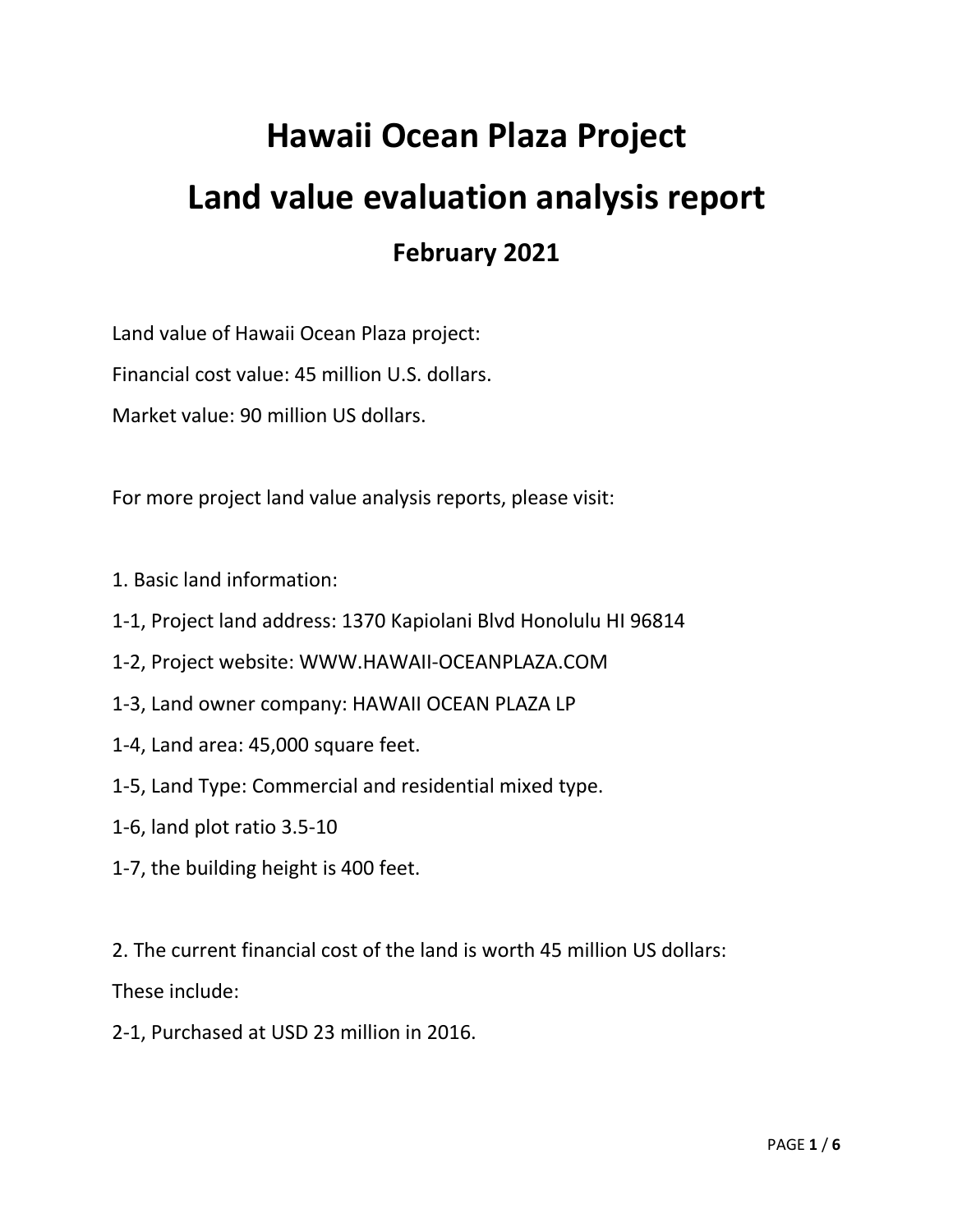# Hawaii Ocean Plaza Project

# Land value evaluation analysis report

## February 2021

Land value of Hawaii Ocean Plaza project:

Financial cost value: 45 million U.S. dollars.

Market value: 90 million US dollars.

For more project land value analysis reports, please visit:

1. Basic land information:

1-1, Project land address: 1370 Kapiolani Blvd Honolulu HI 96814

1-2, Project website: WWW.HAWAII-OCEANPLAZA.COM

1-3, Land owner company: HAWAII OCEAN PLAZA LP

1-4, Land area: 45,000 square feet.

1-5, Land Type: Commercial and residential mixed type.

1-6, land plot ratio 3.5-10

1-7, the building height is 400 feet.

2. The current financial cost of the land is worth 45 million US dollars:

These include:

2-1, Purchased at USD 23 million in 2016.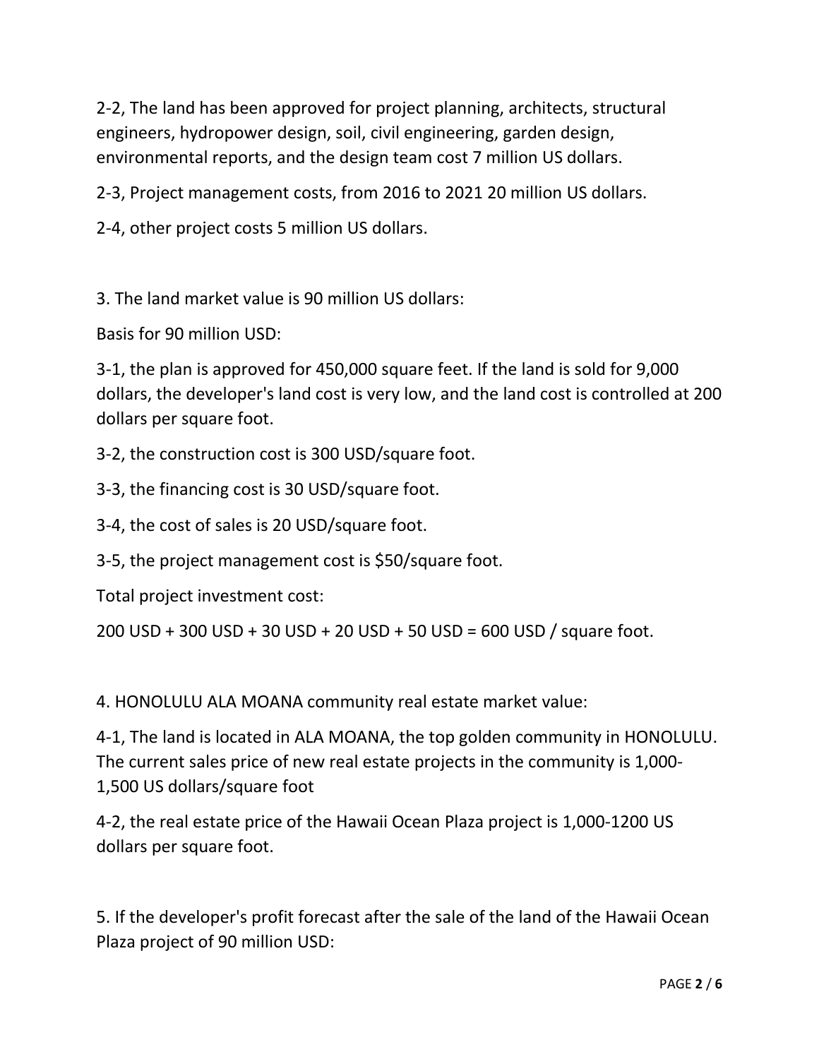2-2, The land has been approved for project planning, architects, structural engineers, hydropower design, soil, civil engineering, garden design, environmental reports, and the design team cost 7 million US dollars.

2-3, Project management costs, from 2016 to 2021 20 million US dollars.

2-4, other project costs 5 million US dollars.

3. The land market value is 90 million US dollars:

Basis for 90 million USD:

3-1, the plan is approved for 450,000 square feet. If the land is sold for 9,000 dollars, the developer's land cost is very low, and the land cost is controlled at 200 dollars per square foot.

3-2, the construction cost is 300 USD/square foot.

3-3, the financing cost is 30 USD/square foot.

3-4, the cost of sales is 20 USD/square foot.

3-5, the project management cost is $50/square foot.

Total project investment cost:

200 USD + 300 USD + 30 USD + 20 USD + 50 USD = 600 USD / square foot.

4. HONOLULU ALA MOANA community real estate market value:

4-1, The land is located in ALA MOANA, the top golden community in HONOLULU. The current sales price of new real estate projects in the community is 1,000-1,500 US dollars/square foot

4-2, the real estate price of the Hawaii Ocean Plaza project is 1,000-1200 US dollars per square foot.

5. If the developer's profit forecast after the sale of the land of the Hawaii Ocean Plaza project of 90 million USD: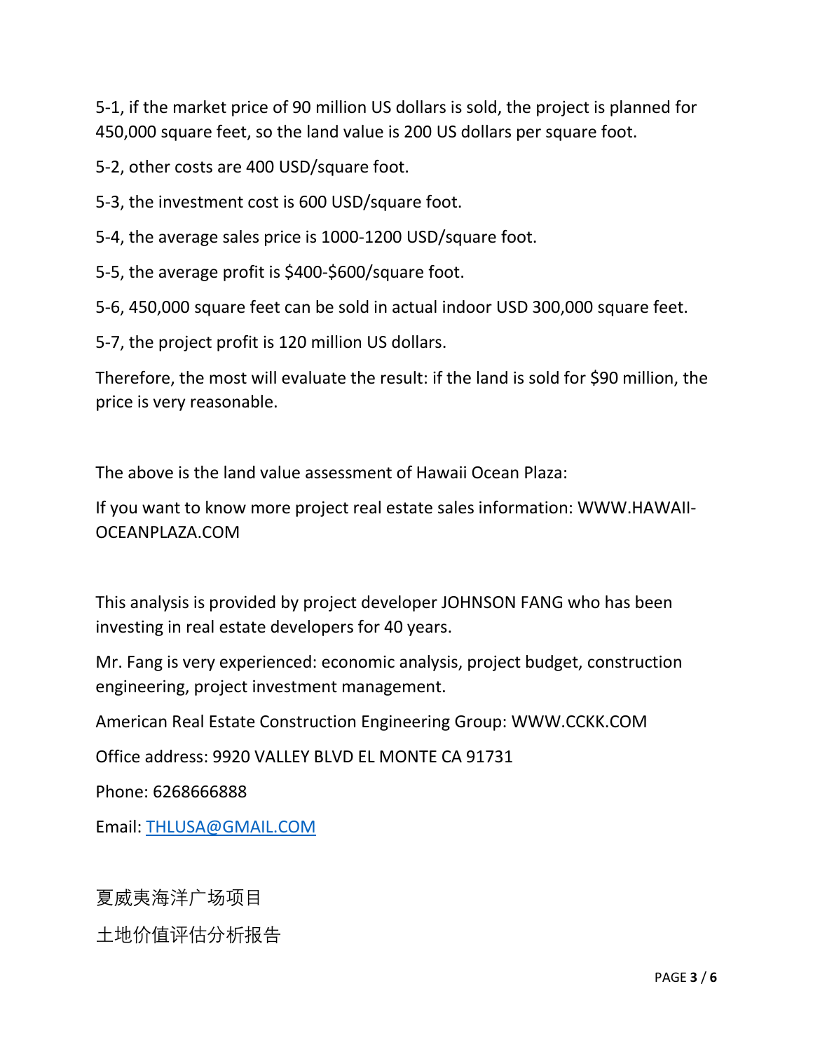5-1, if the market price of 90 million US dollars is sold, the project is planned for 450,000 square feet, so the land value is 200 US dollars per square foot.

5-2, other costs are 400 USD/square foot.

5-3, the investment cost is 600 USD/square foot.

5-4, the average sales price is 1000-1200 USD/square foot.

5-5, the average profit is $400-$600/square foot.

5-6, 450,000 square feet can be sold in actual indoor USD 300,000 square feet.

5-7, the project profit is 120 million US dollars.

Therefore, the most will evaluate the result: if the land is sold for $90 million, the price is very reasonable.

The above is the land value assessment of Hawaii Ocean Plaza:

If you want to know more project real estate sales information: WWW.HAWAII-OCEANPLAZA.COM

This analysis is provided by project developer JOHNSON FANG who has been investing in real estate developers for 40 years.

Mr. Fang is very experienced: economic analysis, project budget, construction engineering, project investment management.

American Real Estate Construction Engineering Group: WWW.CCKK.COM

Office address: 9920 VALLEY BLVD EL MONTE CA 91731

Phone: 6268666888

Email: THLUSA@GMAIL.COM

夏威夷海洋广场项目

土地价值评估分析报告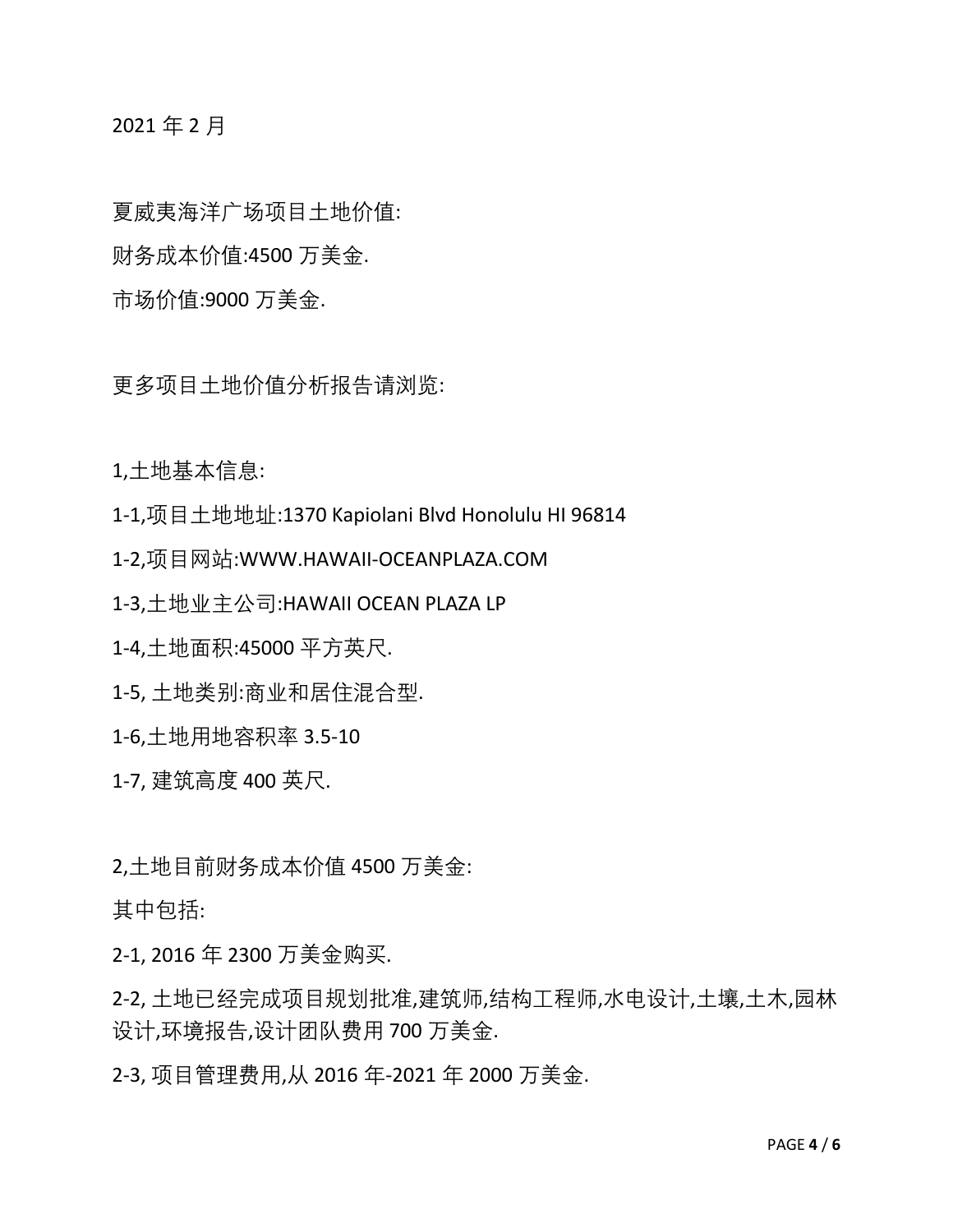2021 年 2 月

夏威夷海洋广场项目土地价值:

财务成本价值:4500 万美金.

市场价值:9000 万美金.

更多项目土地价值分析报告请浏览:

1,土地基本信息:

1-1,项目土地地址:1370 Kapiolani Blvd Honolulu HI 96814

1-2,项目网站:WWW.HAWAII-OCEANPLAZA.COM

1-3,土地业主公司:HAWAII OCEAN PLAZA LP

1-4,土地面积:45000 平方英尺.

1-5, 土地类别:商业和居住混合型.

1-6,土地用地容积率 3.5-10

1-7, 建筑高度 400 英尺.

2,土地目前财务成本价值 4500 万美金:

其中包括:

2-1, 2016 年 2300 万美金购买.

2-2, 土地已经完成项目规划批准,建筑师,结构工程师,水电设计,土壤,土木,园林设计,环境报告,设计团队费用 700 万美金.

2-3, 项目管理费用,从 2016 年-2021 年 2000 万美金.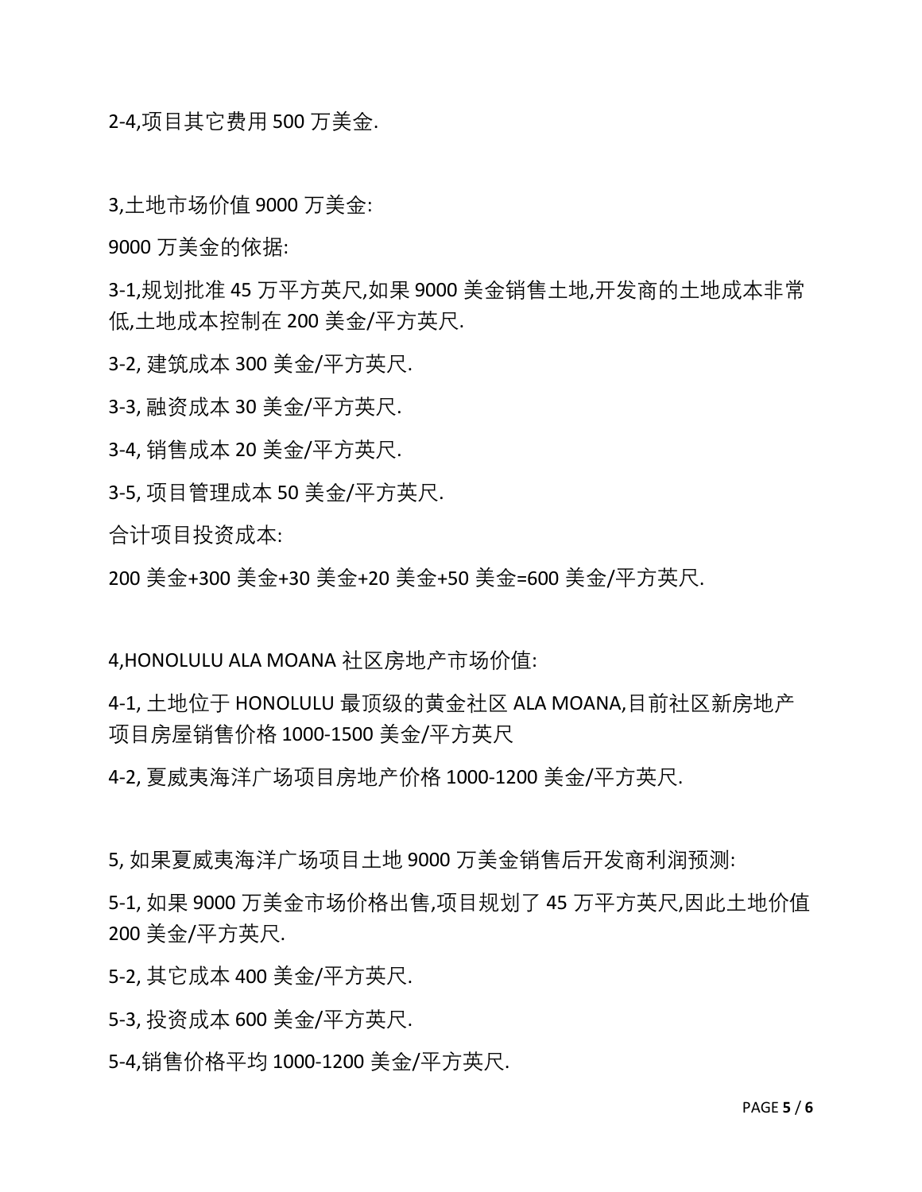2-4,项目其它费用 500 万美金.

3,土地市场价值 9000 万美金:

9000 万美金的依据:

3-1,规划批准 45 万平方英尺,如果 9000 美金销售土地,开发商的土地成本非常低,土地成本控制在 200 美金/平方英尺.

3-2, 建筑成本 300 美金/平方英尺.

3-3, 融资成本 30 美金/平方英尺.

3-4, 销售成本 20 美金/平方英尺.

3-5, 项目管理成本 50 美金/平方英尺.

合计项目投资成本:

200 美金+300 美金+30 美金+20 美金+50 美金=600 美金/平方英尺.

4,HONOLULU ALA MOANA 社区房地产市场价值:

4-1, 土地位于 HONOLULU 最顶级的黄金社区 ALA MOANA,目前社区新房地产项目房屋销售价格 1000-1500 美金/平方英尺

4-2, 夏威夷海洋广场项目房地产价格 1000-1200 美金/平方英尺.

5, 如果夏威夷海洋广场项目土地 9000 万美金销售后开发商利润预测:

5-1, 如果 9000 万美金市场价格出售,项目规划了 45 万平方英尺,因此土地价值 200 美金/平方英尺.

5-2, 其它成本 400 美金/平方英尺.

5-3, 投资成本 600 美金/平方英尺.

5-4,销售价格平均 1000-1200 美金/平方英尺.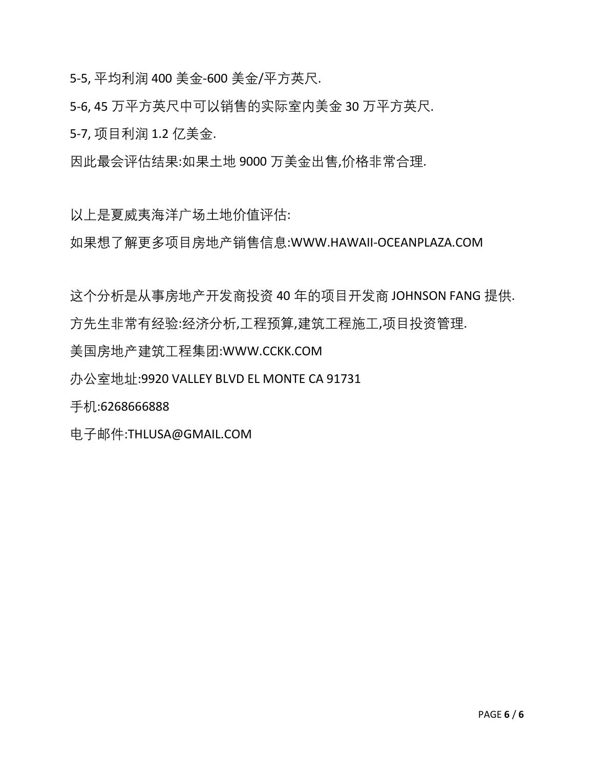5-5, 平均利润 400 美金-600 美金/平方英尺.

5-6, 45 万平方英尺中可以销售的实际室内美金 30 万平方英尺.

5-7, 项目利润 1.2 亿美金.

因此最会评估结果:如果土地 9000 万美金出售,价格非常合理.

以上是夏威夷海洋广场土地价值评估:

如果想了解更多项目房地产销售信息:WWW.HAWAII-OCEANPLAZA.COM

这个分析是从事房地产开发商投资 40 年的项目开发商 JOHNSON FANG 提供.

方先生非常有经验:经济分析,工程预算,建筑工程施工,项目投资管理.

美国房地产建筑工程集团:WWW.CCKK.COM

办公室地址:9920 VALLEY BLVD EL MONTE CA 91731

手机:6268666888

电子邮件:THLUSA@GMAIL.COM